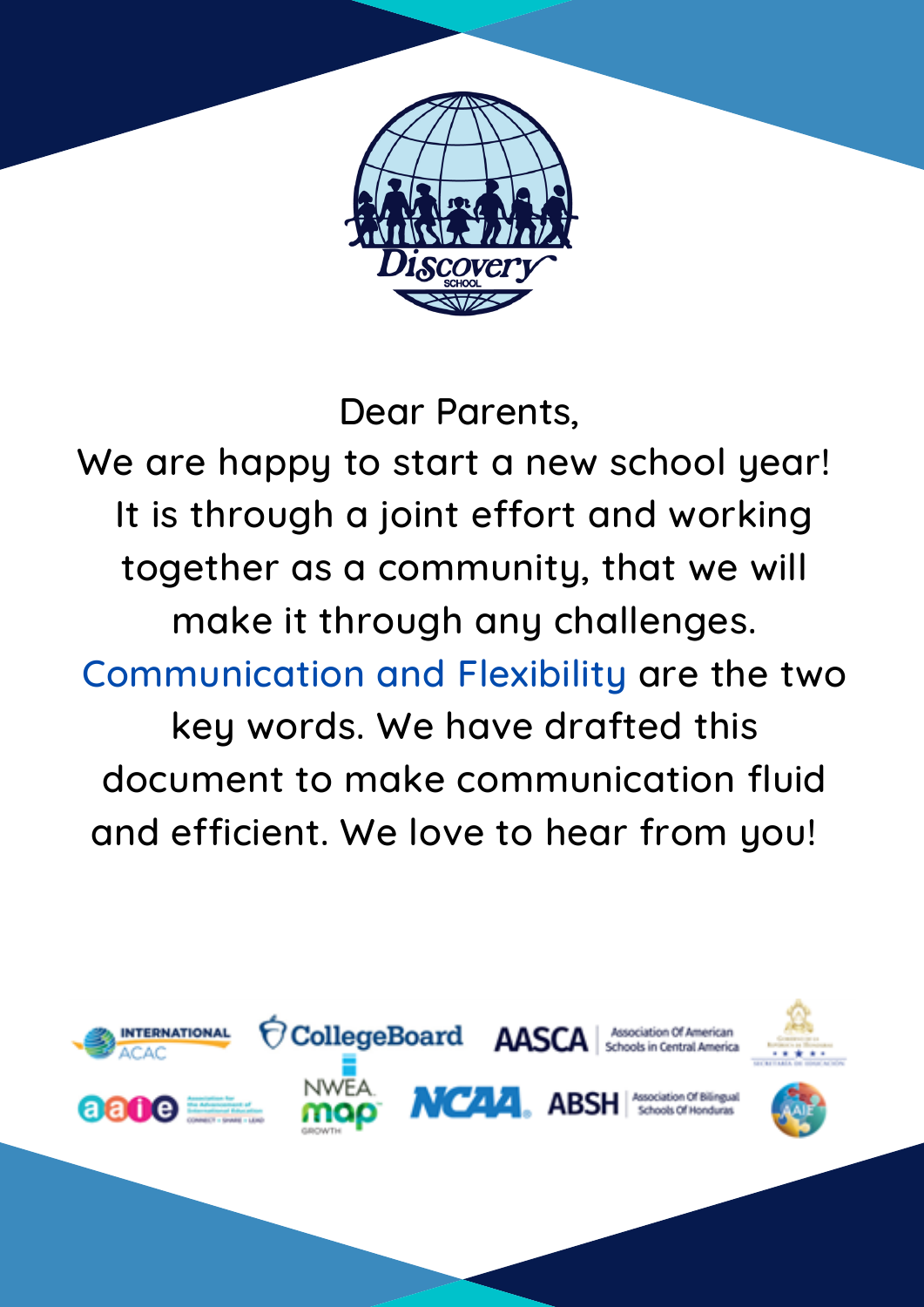Dear Parents,

We are happy to start a new school year! It is through a joint effort and working together as a community, that we will make it through any challenges. Communication and Flexibility are the two key words. We have drafted this document to make communication fluid and efficient. We love to hear from you!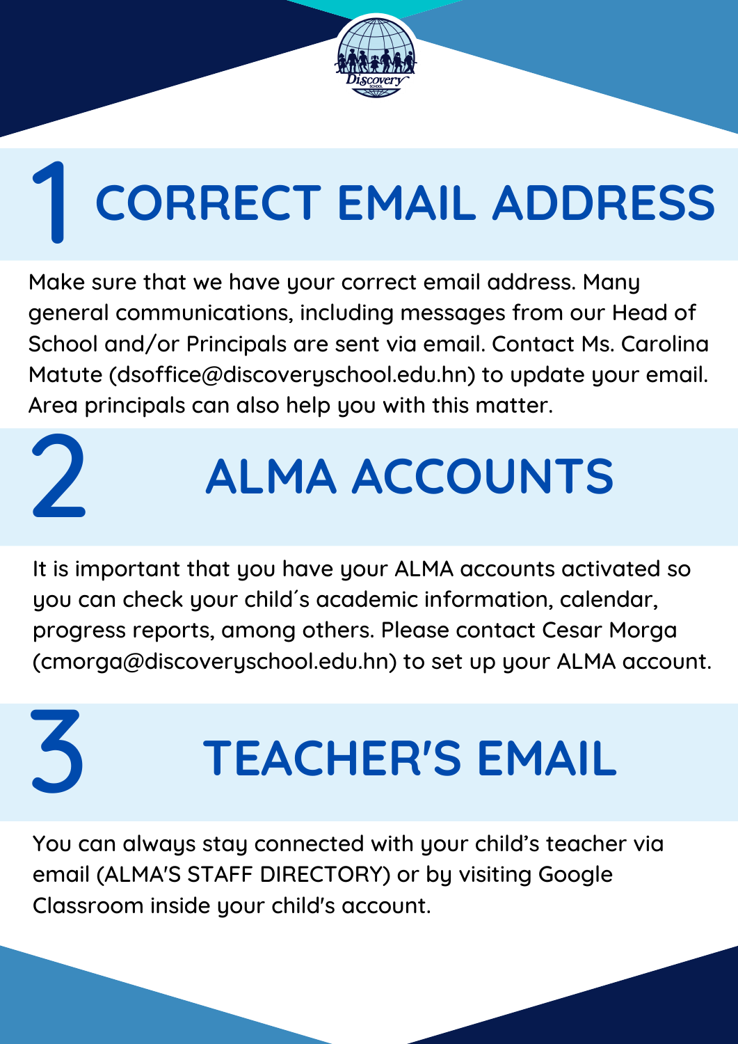# 1 CORRECT EMAIL ADDRESS

Make sure that we have your correct email address. Many general communications, including messages from our Head of School and/or Principals are sent via email. Contact Ms. Carolina Matute (dsoffice@discoveryschool.edu.hn) to update your email. Area principals can also help you with this matter.

# 2 ALMA ACCOUNTS

It is important that you have your ALMA accounts activated so you can check your child´s academic information, calendar, progress reports, among others. Please contact Cesar Morga (cmorga@discoveryschool.edu.hn) to set up your ALMA account.

# 3 TEACHER'S EMAIL

You can always stay connected with your child's teacher via email (ALMA'S STAFF DIRECTORY) or by visiting Google Classroom inside your child's account.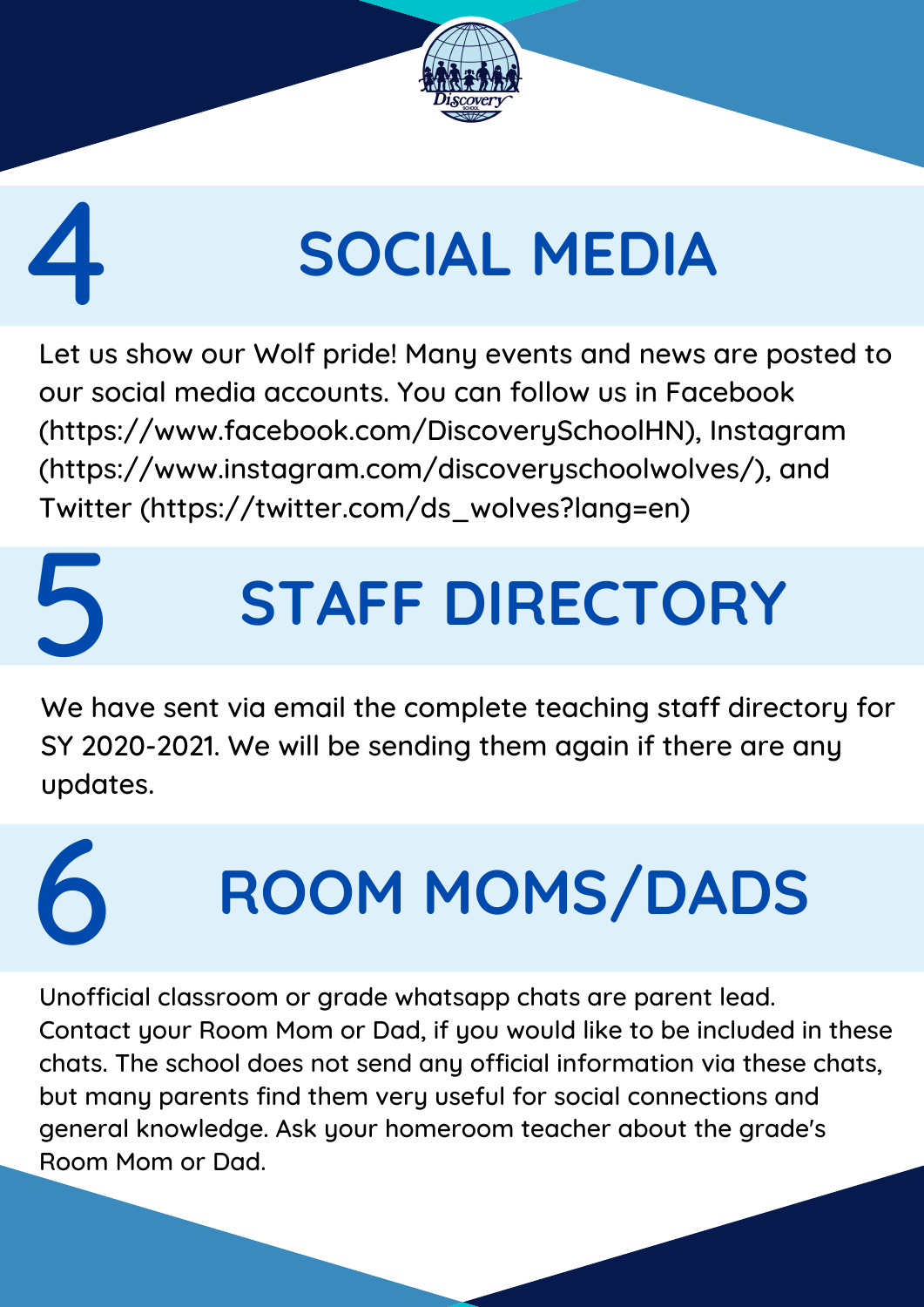## 4 SOCIAL MEDIA

Let us show our Wolf pride! Many events and news are posted to our social media accounts. You can follow us in Facebook (https://www.facebook.com/DiscoverySchoolHN), Instagram (https://www.instagram.com/discoveryschoolwolves/), and Twitter (https://twitter.com/ds_wolves?lang=en)

## 5 STAFF DIRECTORY

We have sent via email the complete teaching staff directory for SY 2020-2021. We will be sending them again if there are any updates.

## 6 ROOM MOMS/DADS

Unofficial classroom or grade whatsapp chats are parent lead. Contact your Room Mom or Dad, if you would like to be included in these chats. The school does not send any official information via these chats, but many parents find them very useful for social connections and general knowledge. Ask your homeroom teacher about the grade's Room Mom or Dad.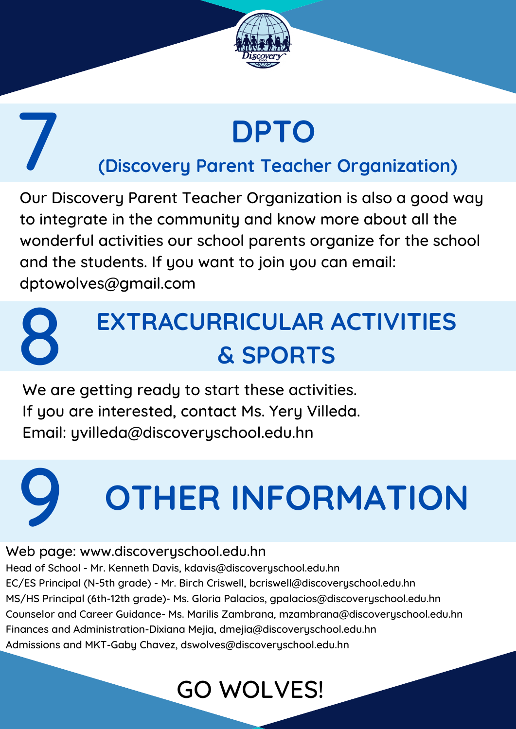## 7 DPTO

### (Discovery Parent Teacher Organization)

Our Discovery Parent Teacher Organization is also a good way to integrate in the community and know more about all the wonderful activities our school parents organize for the school and the students. If you want to join you can email: dptowolves@gmail.com

## 8 EXTRACURRICULAR ACTIVITIES & SPORTS

We are getting ready to start these activities.
If you are interested, contact Ms. Yery Villeda.
Email: yvilleda@discoveryschool.edu.hn

## 9 OTHER INFORMATION

Web page: www.discoveryschool.edu.hn

Head of School - Mr. Kenneth Davis, kdavis@discoveryschool.edu.hn
EC/ES Principal (N-5th grade) - Mr. Birch Criswell, bcriswell@discoveryschool.edu.hn
MS/HS Principal (6th-12th grade)- Ms. Gloria Palacios, gpalacios@discoveryschool.edu.hn
Counselor and Career Guidance- Ms. Marilis Zambrana, mzambrana@discoveryschool.edu.hn
Finances and Administration-Dixiana Mejia, dmejia@discoveryschool.edu.hn
Admissions and MKT-Gaby Chavez, dswolves@discoveryschool.edu.hn

GO WOLVES!